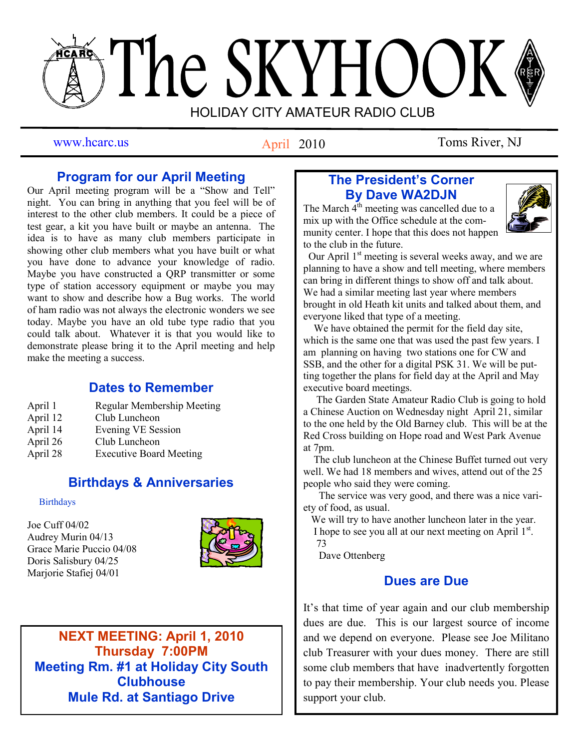# The SKYHOOK

HOLIDAY CITY AMATEUR RADIO CLUB

www.hcarc.us | April 2010 | Toms River, NJ

## Program for our April Meeting

Our April meeting program will be a "Show and Tell" night. You can bring in anything that you feel will be of interest to the other club members. It could be a piece of test gear, a kit you have built or maybe an antenna. The idea is to have as many club members participate in showing other club members what you have built or what you have done to advance your knowledge of radio. Maybe you have constructed a QRP transmitter or some type of station accessory equipment or maybe you may want to show and describe how a Bug works. The world of ham radio was not always the electronic wonders we see today. Maybe you have an old tube type radio that you could talk about. Whatever it is that you would like to demonstrate please bring it to the April meeting and help make the meeting a success.

## Dates to Remember

| | |
|---|---|
| April 1 | Regular Membership Meeting |
| April 12 | Club Luncheon |
| April 14 | Evening VE Session |
| April 26 | Club Luncheon |
| April 28 | Executive Board Meeting |

## Birthdays & Anniversaries

Birthdays

Joe Cuff 04/02
Audrey Murin 04/13
Grace Marie Puccio 04/08
Doris Salisbury 04/25
Marjorie Stafiej 04/01

**NEXT MEETING: April 1, 2010**
**Thursday 7:00PM**
**Meeting Rm. #1 at Holiday City South Clubhouse**
**Mule Rd. at Santiago Drive**

## The President's Corner
## By Dave WA2DJN

The March 4th meeting was cancelled due to a mix up with the Office schedule at the community center. I hope that this does not happen to the club in the future.

Our April 1st meeting is several weeks away, and we are planning to have a show and tell meeting, where members can bring in different things to show off and talk about. We had a similar meeting last year where members brought in old Heath kit units and talked about them, and everyone liked that type of a meeting.

We have obtained the permit for the field day site, which is the same one that was used the past few years. I am planning on having two stations one for CW and SSB, and the other for a digital PSK 31. We will be putting together the plans for field day at the April and May executive board meetings.

The Garden State Amateur Radio Club is going to hold a Chinese Auction on Wednesday night April 21, similar to the one held by the Old Barney club. This will be at the Red Cross building on Hope road and West Park Avenue at 7pm.

The club luncheon at the Chinese Buffet turned out very well. We had 18 members and wives, attend out of the 25 people who said they were coming.

The service was very good, and there was a nice variety of food, as usual.

We will try to have another luncheon later in the year.

I hope to see you all at our next meeting on April 1st.

73

Dave Ottenberg

## Dues are Due

It's that time of year again and our club membership dues are due. This is our largest source of income and we depend on everyone. Please see Joe Militano club Treasurer with your dues money. There are still some club members that have inadvertently forgotten to pay their membership. Your club needs you. Please support your club.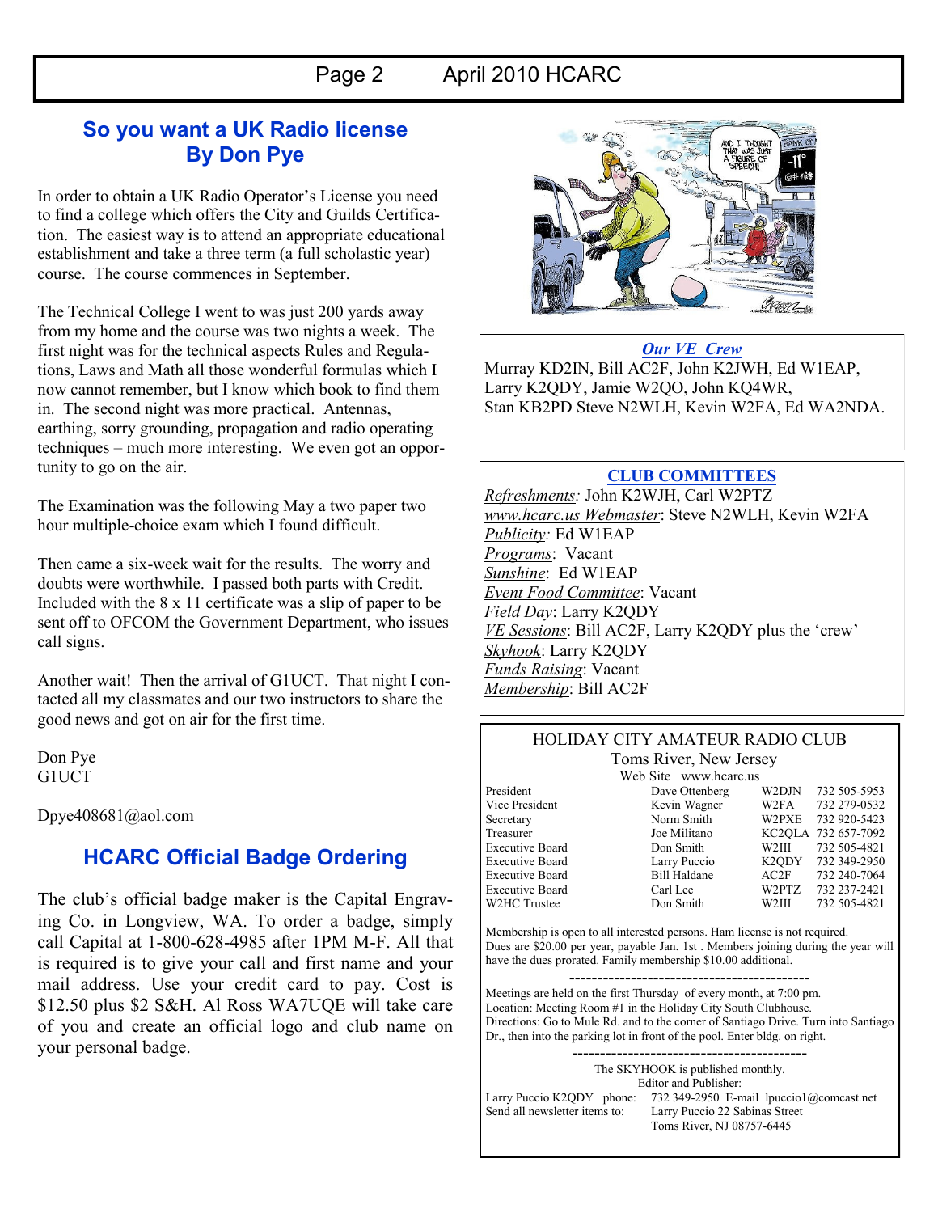## So you want a UK Radio license
## By Don Pye

In order to obtain a UK Radio Operator's License you need to find a college which offers the City and Guilds Certification. The easiest way is to attend an appropriate educational establishment and take a three term (a full scholastic year) course. The course commences in September.

The Technical College I went to was just 200 yards away from my home and the course was two nights a week. The first night was for the technical aspects Rules and Regulations, Laws and Math all those wonderful formulas which I now cannot remember, but I know which book to find them in. The second night was more practical. Antennas, earthing, sorry grounding, propagation and radio operating techniques – much more interesting. We even got an opportunity to go on the air.

The Examination was the following May a two paper two hour multiple-choice exam which I found difficult.

Then came a six-week wait for the results. The worry and doubts were worthwhile. I passed both parts with Credit. Included with the 8 x 11 certificate was a slip of paper to be sent off to OFCOM the Government Department, who issues call signs.

Another wait! Then the arrival of G1UCT. That night I contacted all my classmates and our two instructors to share the good news and got on air for the first time.

Don Pye
G1UCT

Dpye408681@aol.com

## HCARC Official Badge Ordering

The club's official badge maker is the Capital Engraving Co. in Longview, WA. To order a badge, simply call Capital at 1-800-628-4985 after 1PM M-F. All that is required is to give your call and first name and your mail address. Use your credit card to pay. Cost is $12.50 plus $2 S&H. Al Ross WA7UQE will take care of you and create an official logo and club name on your personal badge.

### *Our VE Crew*

Murray KD2IN, Bill AC2F, John K2JWH, Ed W1EAP, Larry K2QDY, Jamie W2QO, John KQ4WR, Stan KB2PD Steve N2WLH, Kevin W2FA, Ed WA2NDA.

### CLUB COMMITTEES

*Refreshments:* John K2WJH, Carl W2PTZ
*www.hcarc.us Webmaster*: Steve N2WLH, Kevin W2FA
*Publicity:* Ed W1EAP
*Programs*: Vacant
*Sunshine*: Ed W1EAP
*Event Food Committee*: Vacant
*Field Day*: Larry K2QDY
*VE Sessions*: Bill AC2F, Larry K2QDY plus the 'crew'
*Skyhook*: Larry K2QDY
*Funds Raising*: Vacant
*Membership*: Bill AC2F

### HOLIDAY CITY AMATEUR RADIO CLUB

Toms River, New Jersey
Web Site www.hcarc.us

| Position | Name | Call | Phone |
|---|---|---|---|
| President | Dave Ottenberg | W2DJN | 732 505-5953 |
| Vice President | Kevin Wagner | W2FA | 732 279-0532 |
| Secretary | Norm Smith | W2PXE | 732 920-5423 |
| Treasurer | Joe Militano | KC2QLA | 732 657-7092 |
| Executive Board | Don Smith | W2III | 732 505-4821 |
| Executive Board | Larry Puccio | K2QDY | 732 349-2950 |
| Executive Board | Bill Haldane | AC2F | 732 240-7064 |
| Executive Board | Carl Lee | W2PTZ | 732 237-2421 |
| W2HC Trustee | Don Smith | W2III | 732 505-4821 |

Membership is open to all interested persons. Ham license is not required. Dues are $20.00 per year, payable Jan. 1st . Members joining during the year will have the dues prorated. Family membership $10.00 additional.

------------------------------------------

Meetings are held on the first Thursday of every month, at 7:00 pm.
Location: Meeting Room #1 in the Holiday City South Clubhouse.
Directions: Go to Mule Rd. and to the corner of Santiago Drive. Turn into Santiago Dr., then into the parking lot in front of the pool. Enter bldg. on right.

------------------------------------------

The SKYHOOK is published monthly.
Editor and Publisher:
Larry Puccio K2QDY phone: 732 349-2950 E-mail lpuccio1@comcast.net
Send all newsletter items to: Larry Puccio 22 Sabinas Street
Toms River, NJ 08757-6445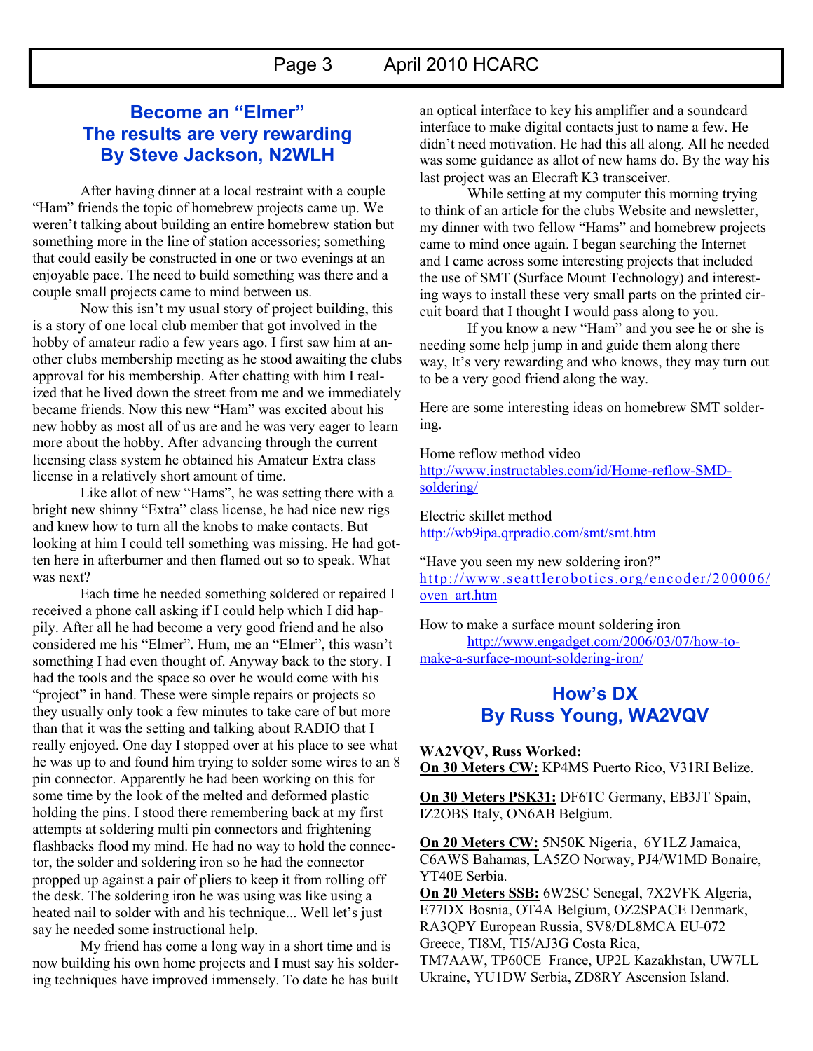## Become an "Elmer"
## The results are very rewarding
## By Steve Jackson, N2WLH

After having dinner at a local restraint with a couple "Ham" friends the topic of homebrew projects came up. We weren't talking about building an entire homebrew station but something more in the line of station accessories; something that could easily be constructed in one or two evenings at an enjoyable pace. The need to build something was there and a couple small projects came to mind between us.

Now this isn't my usual story of project building, this is a story of one local club member that got involved in the hobby of amateur radio a few years ago. I first saw him at another clubs membership meeting as he stood awaiting the clubs approval for his membership. After chatting with him I realized that he lived down the street from me and we immediately became friends. Now this new "Ham" was excited about his new hobby as most all of us are and he was very eager to learn more about the hobby. After advancing through the current licensing class system he obtained his Amateur Extra class license in a relatively short amount of time.

Like allot of new "Hams", he was setting there with a bright new shinny "Extra" class license, he had nice new rigs and knew how to turn all the knobs to make contacts. But looking at him I could tell something was missing. He had gotten here in afterburner and then flamed out so to speak. What was next?

Each time he needed something soldered or repaired I received a phone call asking if I could help which I did happily. After all he had become a very good friend and he also considered me his "Elmer". Hum, me an "Elmer", this wasn't something I had even thought of. Anyway back to the story. I had the tools and the space so over he would come with his "project" in hand. These were simple repairs or projects so they usually only took a few minutes to take care of but more than that it was the setting and talking about RADIO that I really enjoyed. One day I stopped over at his place to see what he was up to and found him trying to solder some wires to an 8 pin connector. Apparently he had been working on this for some time by the look of the melted and deformed plastic holding the pins. I stood there remembering back at my first attempts at soldering multi pin connectors and frightening flashbacks flood my mind. He had no way to hold the connector, the solder and soldering iron so he had the connector propped up against a pair of pliers to keep it from rolling off the desk. The soldering iron he was using was like using a heated nail to solder with and his technique... Well let's just say he needed some instructional help.

My friend has come a long way in a short time and is now building his own home projects and I must say his soldering techniques have improved immensely. To date he has built an optical interface to key his amplifier and a soundcard interface to make digital contacts just to name a few. He didn't need motivation. He had this all along. All he needed was some guidance as allot of new hams do. By the way his last project was an Elecraft K3 transceiver.

While setting at my computer this morning trying to think of an article for the clubs Website and newsletter, my dinner with two fellow "Hams" and homebrew projects came to mind once again. I began searching the Internet and I came across some interesting projects that included the use of SMT (Surface Mount Technology) and interesting ways to install these very small parts on the printed circuit board that I thought I would pass along to you.

If you know a new "Ham" and you see he or she is needing some help jump in and guide them along there way, It's very rewarding and who knows, they may turn out to be a very good friend along the way.

Here are some interesting ideas on homebrew SMT soldering.

Home reflow method video
http://www.instructables.com/id/Home-reflow-SMD-soldering/

Electric skillet method
http://wb9ipa.qrpradio.com/smt/smt.htm

"Have you seen my new soldering iron?"
http://www.seattlerobotics.org/encoder/200006/oven_art.htm

How to make a surface mount soldering iron
http://www.engadget.com/2006/03/07/how-to-make-a-surface-mount-soldering-iron/

## How's DX
## By Russ Young, WA2VQV

**WA2VQV, Russ Worked:**
**On 30 Meters CW:** KP4MS Puerto Rico, V31RI Belize.

**On 30 Meters PSK31:** DF6TC Germany, EB3JT Spain, IZ2OBS Italy, ON6AB Belgium.

**On 20 Meters CW:** 5N50K Nigeria, 6Y1LZ Jamaica, C6AWS Bahamas, LA5ZO Norway, PJ4/W1MD Bonaire, YT40E Serbia.
**On 20 Meters SSB:** 6W2SC Senegal, 7X2VFK Algeria, E77DX Bosnia, OT4A Belgium, OZ2SPACE Denmark, RA3QPY European Russia, SV8/DL8MCA EU-072 Greece, TI8M, TI5/AJ3G Costa Rica, TM7AAW, TP60CE France, UP2L Kazakhstan, UW7LL Ukraine, YU1DW Serbia, ZD8RY Ascension Island.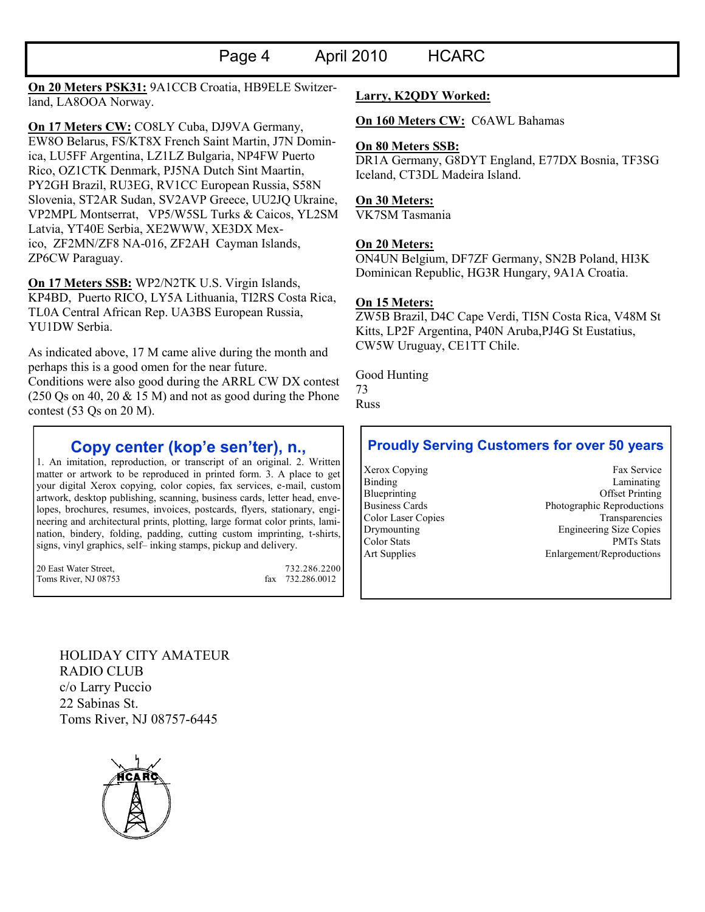**On 20 Meters PSK31:** 9A1CCB Croatia, HB9ELE Switzerland, LA8OOA Norway.

**On 17 Meters CW:** CO8LY Cuba, DJ9VA Germany, EW8O Belarus, FS/KT8X French Saint Martin, J7N Dominica, LU5FF Argentina, LZ1LZ Bulgaria, NP4FW Puerto Rico, OZ1CTK Denmark, PJ5NA Dutch Sint Maartin, PY2GH Brazil, RU3EG, RV1CC European Russia, S58N Slovenia, ST2AR Sudan, SV2AVP Greece, UU2JQ Ukraine, VP2MPL Montserrat, VP5/W5SL Turks & Caicos, YL2SM Latvia, YT40E Serbia, XE2WWW, XE3DX Mexico, ZF2MN/ZF8 NA-016, ZF2AH Cayman Islands, ZP6CW Paraguay.

**On 17 Meters SSB:** WP2/N2TK U.S. Virgin Islands, KP4BD, Puerto RICO, LY5A Lithuania, TI2RS Costa Rica, TL0A Central African Rep. UA3BS European Russia, YU1DW Serbia.

As indicated above, 17 M came alive during the month and perhaps this is a good omen for the near future.
Conditions were also good during the ARRL CW DX contest (250 Qs on 40, 20 & 15 M) and not as good during the Phone contest (53 Qs on 20 M).

**Larry, K2QDY Worked:**

**On 160 Meters CW:** C6AWL Bahamas

**On 80 Meters SSB:**
DR1A Germany, G8DYT England, E77DX Bosnia, TF3SG Iceland, CT3DL Madeira Island.

**On 30 Meters:**
VK7SM Tasmania

**On 20 Meters:**
ON4UN Belgium, DF7ZF Germany, SN2B Poland, HI3K Dominican Republic, HG3R Hungary, 9A1A Croatia.

**On 15 Meters:**
ZW5B Brazil, D4C Cape Verdi, TI5N Costa Rica, V48M St Kitts, LP2F Argentina, P40N Aruba,PJ4G St Eustatius, CW5W Uruguay, CE1TT Chile.

Good Hunting
73
Russ

## Copy center (kop'e sen'ter), n.,

1. An imitation, reproduction, or transcript of an original. 2. Written matter or artwork to be reproduced in printed form. 3. A place to get your digital Xerox copying, color copies, fax services, e-mail, custom artwork, desktop publishing, scanning, business cards, letter head, envelopes, brochures, resumes, invoices, postcards, flyers, stationary, engineering and architectural prints, plotting, large format color prints, lamination, bindery, folding, padding, cutting custom imprinting, t-shirts, signs, vinyl graphics, self– inking stamps, pickup and delivery.

20 East Water Street,
Toms River, NJ 08753

732.286.2200
fax 732.286.0012

## Proudly Serving Customers for over 50 years

| | |
|---|---|
| Xerox Copying | Fax Service |
| Binding | Laminating |
| Blueprinting | Offset Printing |
| Business Cards | Photographic Reproductions |
| Color Laser Copies | Transparencies |
| Drymounting | Engineering Size Copies |
| Color Stats | PMTs Stats |
| Art Supplies | Enlargement/Reproductions |

HOLIDAY CITY AMATEUR
RADIO CLUB
c/o Larry Puccio
22 Sabinas St.
Toms River, NJ 08757-6445

HCARC